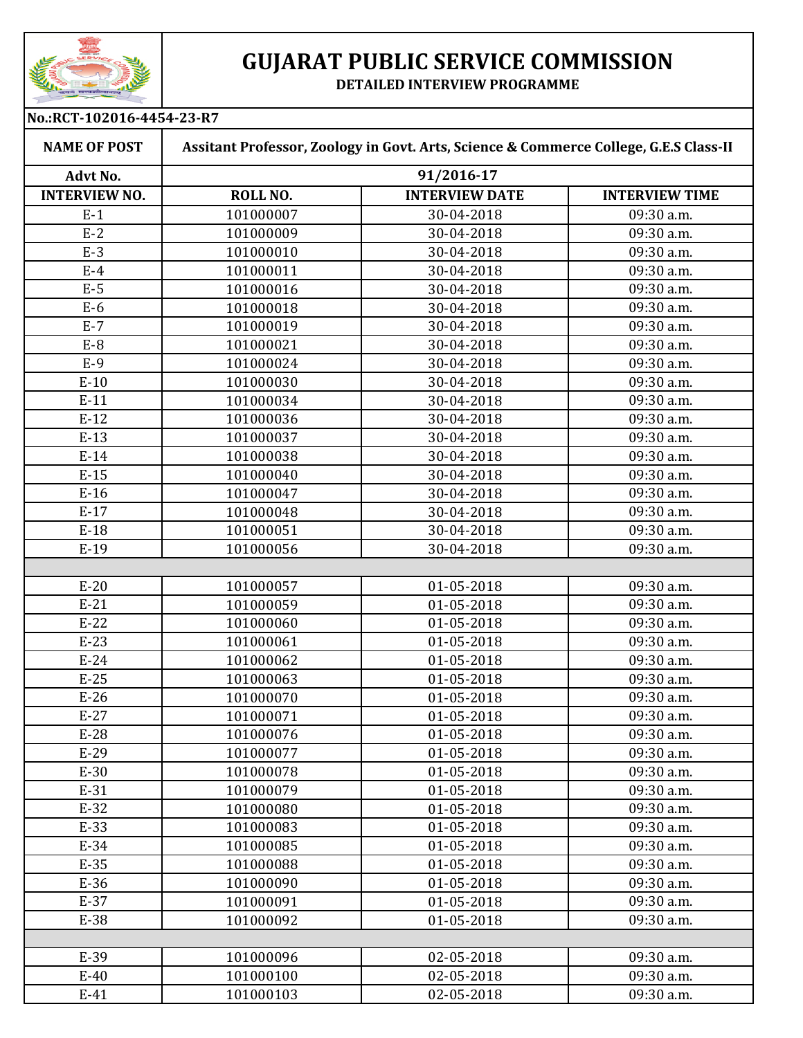# GUJARAT PUBLIC SERVICE COMMISSION

**DETAILED INTERVIEW PROGRAMME**

**No.:RCT-102016-4454-23-R7**

| NAME OF POST | Assitant Professor, Zoology in Govt. Arts, Science & Commerce College, G.E.S Class-II | | |
|---|---|---|---|
| **Advt No.** | **91/2016-17** | | |
| **INTERVIEW NO.** | **ROLL NO.** | **INTERVIEW DATE** | **INTERVIEW TIME** |
| E-1 | 101000007 | 30-04-2018 | 09:30 a.m. |
| E-2 | 101000009 | 30-04-2018 | 09:30 a.m. |
| E-3 | 101000010 | 30-04-2018 | 09:30 a.m. |
| E-4 | 101000011 | 30-04-2018 | 09:30 a.m. |
| E-5 | 101000016 | 30-04-2018 | 09:30 a.m. |
| E-6 | 101000018 | 30-04-2018 | 09:30 a.m. |
| E-7 | 101000019 | 30-04-2018 | 09:30 a.m. |
| E-8 | 101000021 | 30-04-2018 | 09:30 a.m. |
| E-9 | 101000024 | 30-04-2018 | 09:30 a.m. |
| E-10 | 101000030 | 30-04-2018 | 09:30 a.m. |
| E-11 | 101000034 | 30-04-2018 | 09:30 a.m. |
| E-12 | 101000036 | 30-04-2018 | 09:30 a.m. |
| E-13 | 101000037 | 30-04-2018 | 09:30 a.m. |
| E-14 | 101000038 | 30-04-2018 | 09:30 a.m. |
| E-15 | 101000040 | 30-04-2018 | 09:30 a.m. |
| E-16 | 101000047 | 30-04-2018 | 09:30 a.m. |
| E-17 | 101000048 | 30-04-2018 | 09:30 a.m. |
| E-18 | 101000051 | 30-04-2018 | 09:30 a.m. |
| E-19 | 101000056 | 30-04-2018 | 09:30 a.m. |
| | | | |
| E-20 | 101000057 | 01-05-2018 | 09:30 a.m. |
| E-21 | 101000059 | 01-05-2018 | 09:30 a.m. |
| E-22 | 101000060 | 01-05-2018 | 09:30 a.m. |
| E-23 | 101000061 | 01-05-2018 | 09:30 a.m. |
| E-24 | 101000062 | 01-05-2018 | 09:30 a.m. |
| E-25 | 101000063 | 01-05-2018 | 09:30 a.m. |
| E-26 | 101000070 | 01-05-2018 | 09:30 a.m. |
| E-27 | 101000071 | 01-05-2018 | 09:30 a.m. |
| E-28 | 101000076 | 01-05-2018 | 09:30 a.m. |
| E-29 | 101000077 | 01-05-2018 | 09:30 a.m. |
| E-30 | 101000078 | 01-05-2018 | 09:30 a.m. |
| E-31 | 101000079 | 01-05-2018 | 09:30 a.m. |
| E-32 | 101000080 | 01-05-2018 | 09:30 a.m. |
| E-33 | 101000083 | 01-05-2018 | 09:30 a.m. |
| E-34 | 101000085 | 01-05-2018 | 09:30 a.m. |
| E-35 | 101000088 | 01-05-2018 | 09:30 a.m. |
| E-36 | 101000090 | 01-05-2018 | 09:30 a.m. |
| E-37 | 101000091 | 01-05-2018 | 09:30 a.m. |
| E-38 | 101000092 | 01-05-2018 | 09:30 a.m. |
| | | | |
| E-39 | 101000096 | 02-05-2018 | 09:30 a.m. |
| E-40 | 101000100 | 02-05-2018 | 09:30 a.m. |
| E-41 | 101000103 | 02-05-2018 | 09:30 a.m. |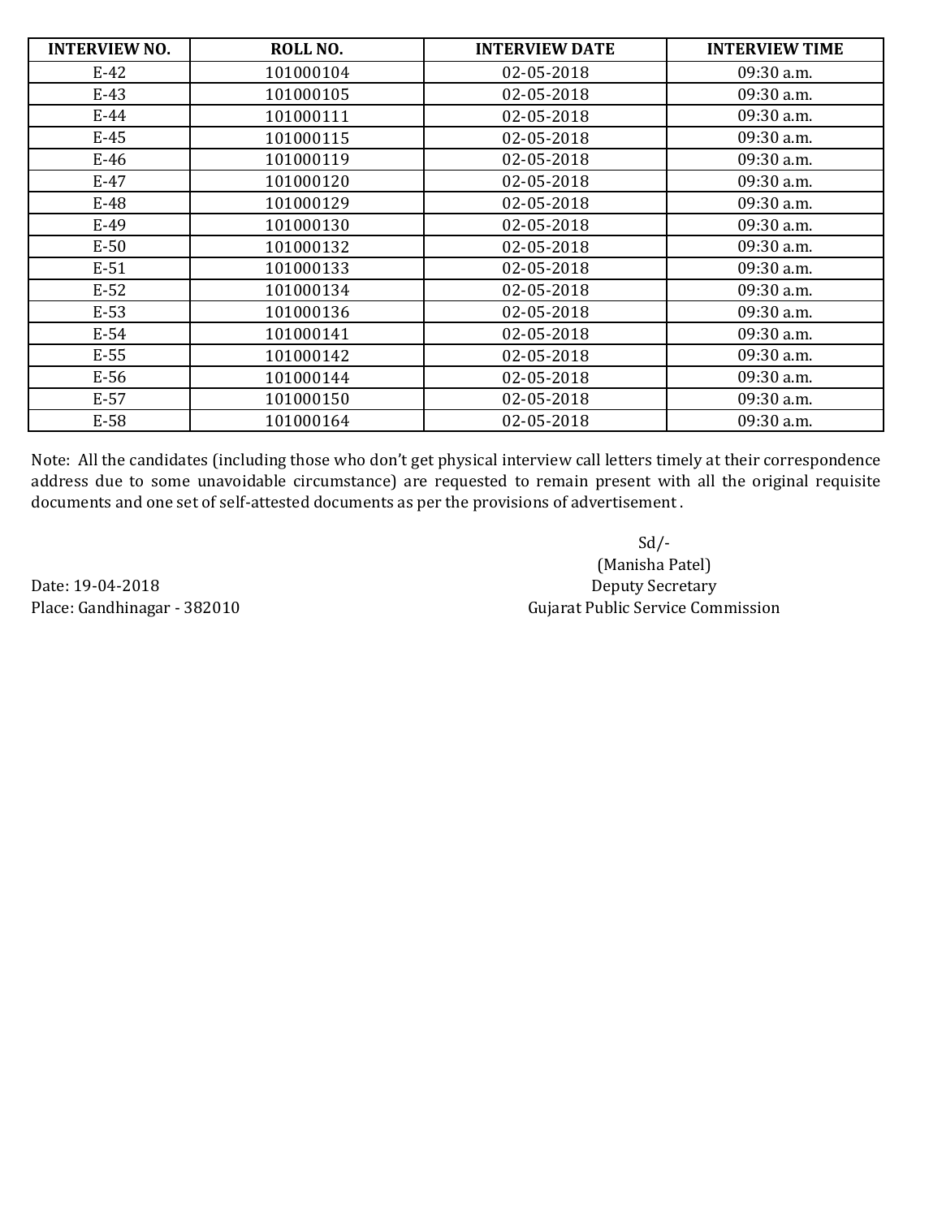| INTERVIEW NO. | ROLL NO. | INTERVIEW DATE | INTERVIEW TIME |
|---|---|---|---|
| E-42 | 101000104 | 02-05-2018 | 09:30 a.m. |
| E-43 | 101000105 | 02-05-2018 | 09:30 a.m. |
| E-44 | 101000111 | 02-05-2018 | 09:30 a.m. |
| E-45 | 101000115 | 02-05-2018 | 09:30 a.m. |
| E-46 | 101000119 | 02-05-2018 | 09:30 a.m. |
| E-47 | 101000120 | 02-05-2018 | 09:30 a.m. |
| E-48 | 101000129 | 02-05-2018 | 09:30 a.m. |
| E-49 | 101000130 | 02-05-2018 | 09:30 a.m. |
| E-50 | 101000132 | 02-05-2018 | 09:30 a.m. |
| E-51 | 101000133 | 02-05-2018 | 09:30 a.m. |
| E-52 | 101000134 | 02-05-2018 | 09:30 a.m. |
| E-53 | 101000136 | 02-05-2018 | 09:30 a.m. |
| E-54 | 101000141 | 02-05-2018 | 09:30 a.m. |
| E-55 | 101000142 | 02-05-2018 | 09:30 a.m. |
| E-56 | 101000144 | 02-05-2018 | 09:30 a.m. |
| E-57 | 101000150 | 02-05-2018 | 09:30 a.m. |
| E-58 | 101000164 | 02-05-2018 | 09:30 a.m. |

Note: All the candidates (including those who don't get physical interview call letters timely at their correspondence address due to some unavoidable circumstance) are requested to remain present with all the original requisite documents and one set of self-attested documents as per the provisions of advertisement .

Sd/-
(Manisha Patel)
Deputy Secretary
Gujarat Public Service Commission

Date: 19-04-2018
Place: Gandhinagar - 382010